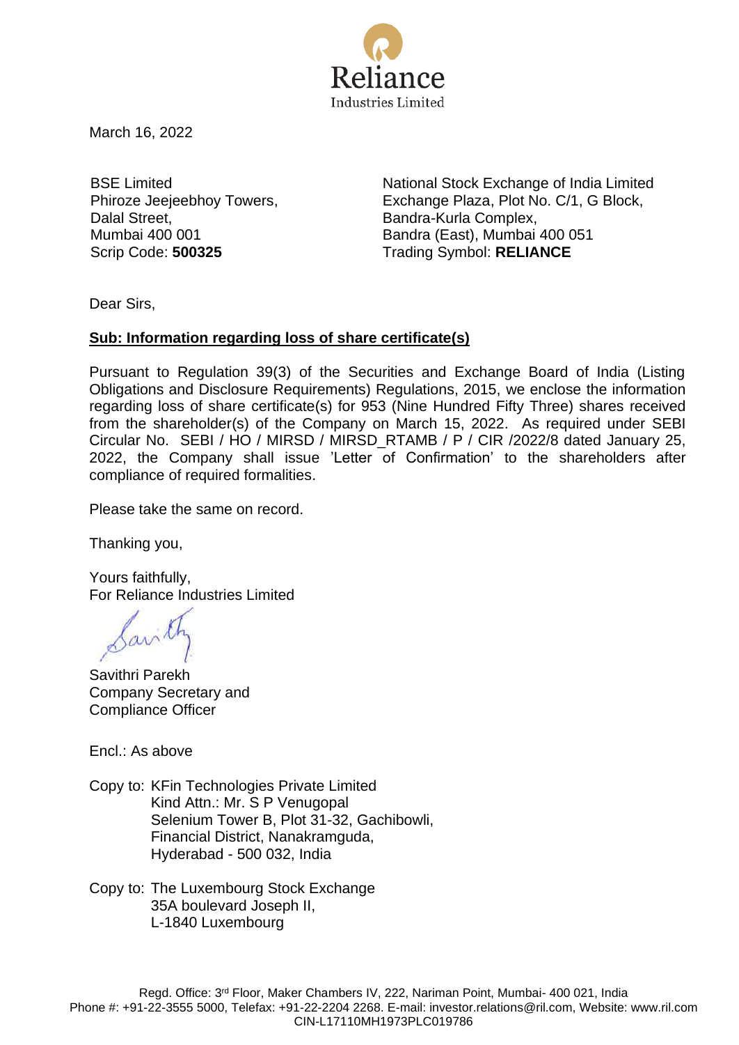Reliance
Industries Limited

March 16, 2022

BSE Limited
Phiroze Jeejeebhoy Towers,
Dalal Street,
Mumbai 400 001
Scrip Code: **500325**

National Stock Exchange of India Limited
Exchange Plaza, Plot No. C/1, G Block,
Bandra-Kurla Complex,
Bandra (East), Mumbai 400 051
Trading Symbol: **RELIANCE**

Dear Sirs,

**Sub: Information regarding loss of share certificate(s)**

Pursuant to Regulation 39(3) of the Securities and Exchange Board of India (Listing Obligations and Disclosure Requirements) Regulations, 2015, we enclose the information regarding loss of share certificate(s) for 953 (Nine Hundred Fifty Three) shares received from the shareholder(s) of the Company on March 15, 2022. As required under SEBI Circular No. SEBI / HO / MIRSD / MIRSD_RTAMB / P / CIR /2022/8 dated January 25, 2022, the Company shall issue 'Letter of Confirmation' to the shareholders after compliance of required formalities.

Please take the same on record.

Thanking you,

Yours faithfully,
For Reliance Industries Limited

Savithri Parekh
Company Secretary and
Compliance Officer

Encl.: As above

Copy to: KFin Technologies Private Limited
Kind Attn.: Mr. S P Venugopal
Selenium Tower B, Plot 31-32, Gachibowli,
Financial District, Nanakramguda,
Hyderabad - 500 032, India

Copy to: The Luxembourg Stock Exchange
35A boulevard Joseph II,
L-1840 Luxembourg

Regd. Office: 3rd Floor, Maker Chambers IV, 222, Nariman Point, Mumbai- 400 021, India
Phone #: +91-22-3555 5000, Telefax: +91-22-2204 2268. E-mail: investor.relations@ril.com, Website: www.ril.com
CIN-L17110MH1973PLC019786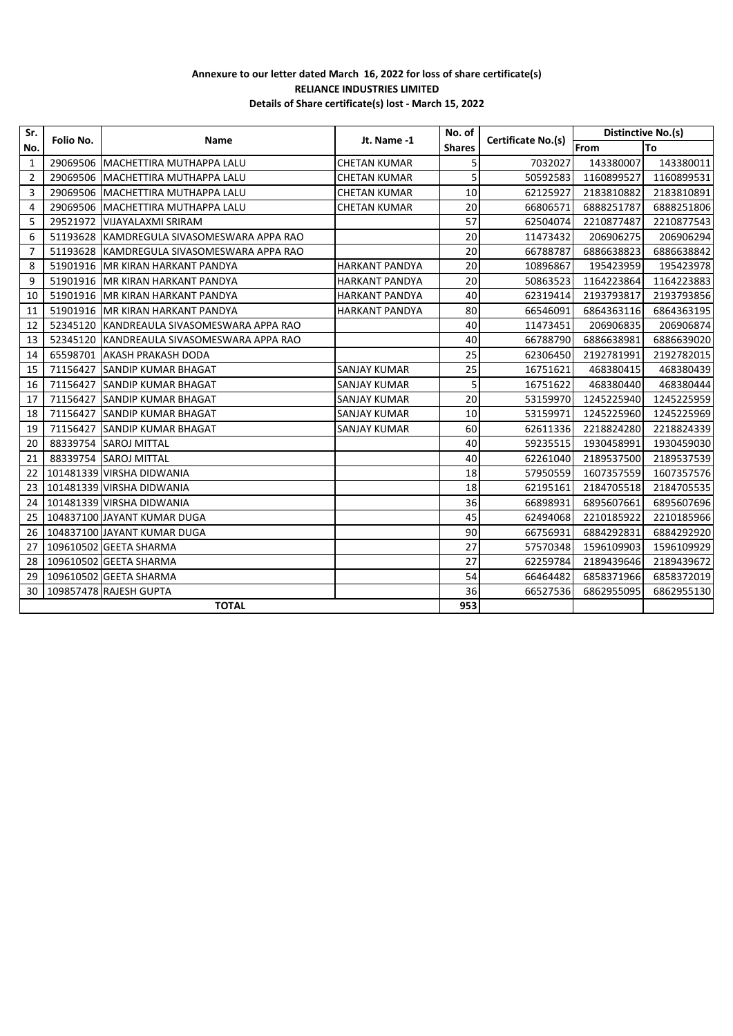**Annexure to our letter dated March 16, 2022 for loss of share certificate(s)**
**RELIANCE INDUSTRIES LIMITED**
**Details of Share certificate(s) lost - March 15, 2022**

| Sr. No. | Folio No. | Name | Jt. Name -1 | No. of Shares | Certificate No.(s) | Distinctive No.(s) | |
|---|---|---|---|---|---|---|---|
| | | | | | | From | To |
| 1 | 29069506 | MACHETTIRA MUTHAPPA LALU | CHETAN KUMAR | 5 | 7032027 | 143380007 | 143380011 |
| 2 | 29069506 | MACHETTIRA MUTHAPPA LALU | CHETAN KUMAR | 5 | 50592583 | 1160899527 | 1160899531 |
| 3 | 29069506 | MACHETTIRA MUTHAPPA LALU | CHETAN KUMAR | 10 | 62125927 | 2183810882 | 2183810891 |
| 4 | 29069506 | MACHETTIRA MUTHAPPA LALU | CHETAN KUMAR | 20 | 66806571 | 6888251787 | 6888251806 |
| 5 | 29521972 | VIJAYALAXMI SRIRAM | | 57 | 62504074 | 2210877487 | 2210877543 |
| 6 | 51193628 | KAMDREGULA SIVASOMESWARA APPA RAO | | 20 | 11473432 | 206906275 | 206906294 |
| 7 | 51193628 | KAMDREGULA SIVASOMESWARA APPA RAO | | 20 | 66788787 | 6886638823 | 6886638842 |
| 8 | 51901916 | MR KIRAN HARKANT PANDYA | HARKANT PANDYA | 20 | 10896867 | 195423959 | 195423978 |
| 9 | 51901916 | MR KIRAN HARKANT PANDYA | HARKANT PANDYA | 20 | 50863523 | 1164223864 | 1164223883 |
| 10 | 51901916 | MR KIRAN HARKANT PANDYA | HARKANT PANDYA | 40 | 62319414 | 2193793817 | 2193793856 |
| 11 | 51901916 | MR KIRAN HARKANT PANDYA | HARKANT PANDYA | 80 | 66546091 | 6864363116 | 6864363195 |
| 12 | 52345120 | KANDREAULA SIVASOMESWARA APPA RAO | | 40 | 11473451 | 206906835 | 206906874 |
| 13 | 52345120 | KANDREAULA SIVASOMESWARA APPA RAO | | 40 | 66788790 | 6886638981 | 6886639020 |
| 14 | 65598701 | AKASH PRAKASH DODA | | 25 | 62306450 | 2192781991 | 2192782015 |
| 15 | 71156427 | SANDIP KUMAR BHAGAT | SANJAY KUMAR | 25 | 16751621 | 468380415 | 468380439 |
| 16 | 71156427 | SANDIP KUMAR BHAGAT | SANJAY KUMAR | 5 | 16751622 | 468380440 | 468380444 |
| 17 | 71156427 | SANDIP KUMAR BHAGAT | SANJAY KUMAR | 20 | 53159970 | 1245225940 | 1245225959 |
| 18 | 71156427 | SANDIP KUMAR BHAGAT | SANJAY KUMAR | 10 | 53159971 | 1245225960 | 1245225969 |
| 19 | 71156427 | SANDIP KUMAR BHAGAT | SANJAY KUMAR | 60 | 62611336 | 2218824280 | 2218824339 |
| 20 | 88339754 | SAROJ MITTAL | | 40 | 59235515 | 1930458991 | 1930459030 |
| 21 | 88339754 | SAROJ MITTAL | | 40 | 62261040 | 2189537500 | 2189537539 |
| 22 | 101481339 | VIRSHA DIDWANIA | | 18 | 57950559 | 1607357559 | 1607357576 |
| 23 | 101481339 | VIRSHA DIDWANIA | | 18 | 62195161 | 2184705518 | 2184705535 |
| 24 | 101481339 | VIRSHA DIDWANIA | | 36 | 66898931 | 6895607661 | 6895607696 |
| 25 | 104837100 | JAYANT KUMAR DUGA | | 45 | 62494068 | 2210185922 | 2210185966 |
| 26 | 104837100 | JAYANT KUMAR DUGA | | 90 | 66756931 | 6884292831 | 6884292920 |
| 27 | 109610502 | GEETA SHARMA | | 27 | 57570348 | 1596109903 | 1596109929 |
| 28 | 109610502 | GEETA SHARMA | | 27 | 62259784 | 2189439646 | 2189439672 |
| 29 | 109610502 | GEETA SHARMA | | 54 | 66464482 | 6858371966 | 6858372019 |
| 30 | 109857478 | RAJESH GUPTA | | 36 | 66527536 | 6862955095 | 6862955130 |
| **TOTAL** | | | | **953** | | | |